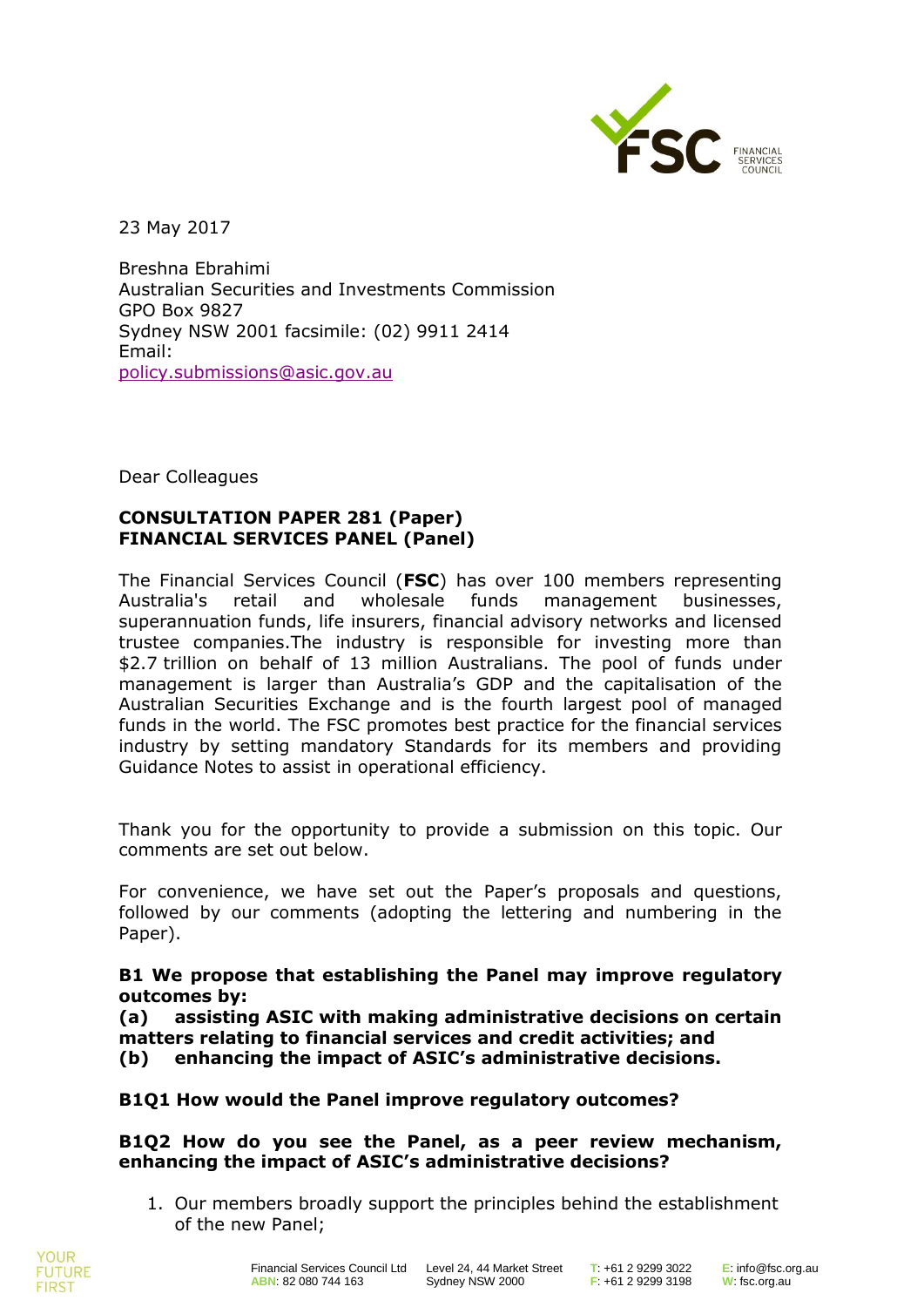23 May 2017

Breshna Ebrahimi
Australian Securities and Investments Commission
GPO Box 9827
Sydney NSW 2001 facsimile: (02) 9911 2414
Email:
policy.submissions@asic.gov.au

Dear Colleagues

**CONSULTATION PAPER 281 (Paper)**
**FINANCIAL SERVICES PANEL (Panel)**

The Financial Services Council (**FSC**) has over 100 members representing Australia's retail and wholesale funds management businesses, superannuation funds, life insurers, financial advisory networks and licensed trustee companies.The industry is responsible for investing more than $2.7 trillion on behalf of 13 million Australians. The pool of funds under management is larger than Australia's GDP and the capitalisation of the Australian Securities Exchange and is the fourth largest pool of managed funds in the world. The FSC promotes best practice for the financial services industry by setting mandatory Standards for its members and providing Guidance Notes to assist in operational efficiency.

Thank you for the opportunity to provide a submission on this topic. Our comments are set out below.

For convenience, we have set out the Paper's proposals and questions, followed by our comments (adopting the lettering and numbering in the Paper).

**B1 We propose that establishing the Panel may improve regulatory outcomes by:**
**(a) assisting ASIC with making administrative decisions on certain matters relating to financial services and credit activities; and**
**(b) enhancing the impact of ASIC's administrative decisions.**

**B1Q1 How would the Panel improve regulatory outcomes?**

**B1Q2 How do you see the Panel, as a peer review mechanism, enhancing the impact of ASIC's administrative decisions?**

1. Our members broadly support the principles behind the establishment of the new Panel;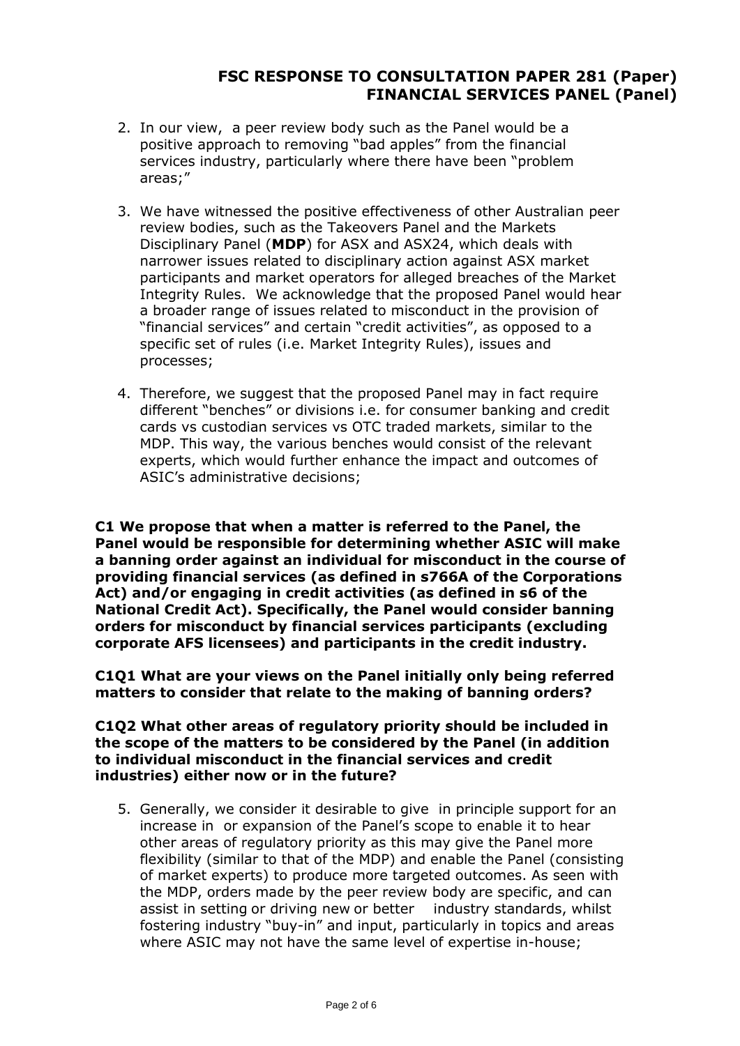2. In our view, a peer review body such as the Panel would be a positive approach to removing "bad apples" from the financial services industry, particularly where there have been "problem areas;"

3. We have witnessed the positive effectiveness of other Australian peer review bodies, such as the Takeovers Panel and the Markets Disciplinary Panel (**MDP**) for ASX and ASX24, which deals with narrower issues related to disciplinary action against ASX market participants and market operators for alleged breaches of the Market Integrity Rules. We acknowledge that the proposed Panel would hear a broader range of issues related to misconduct in the provision of "financial services" and certain "credit activities", as opposed to a specific set of rules (i.e. Market Integrity Rules), issues and processes;

4. Therefore, we suggest that the proposed Panel may in fact require different "benches" or divisions i.e. for consumer banking and credit cards vs custodian services vs OTC traded markets, similar to the MDP. This way, the various benches would consist of the relevant experts, which would further enhance the impact and outcomes of ASIC's administrative decisions;

**C1 We propose that when a matter is referred to the Panel, the Panel would be responsible for determining whether ASIC will make a banning order against an individual for misconduct in the course of providing financial services (as defined in s766A of the Corporations Act) and/or engaging in credit activities (as defined in s6 of the National Credit Act). Specifically, the Panel would consider banning orders for misconduct by financial services participants (excluding corporate AFS licensees) and participants in the credit industry.**

**C1Q1 What are your views on the Panel initially only being referred matters to consider that relate to the making of banning orders?**

**C1Q2 What other areas of regulatory priority should be included in the scope of the matters to be considered by the Panel (in addition to individual misconduct in the financial services and credit industries) either now or in the future?**

5. Generally, we consider it desirable to give in principle support for an increase in or expansion of the Panel's scope to enable it to hear other areas of regulatory priority as this may give the Panel more flexibility (similar to that of the MDP) and enable the Panel (consisting of market experts) to produce more targeted outcomes. As seen with the MDP, orders made by the peer review body are specific, and can assist in setting or driving new or better industry standards, whilst fostering industry "buy-in" and input, particularly in topics and areas where ASIC may not have the same level of expertise in-house;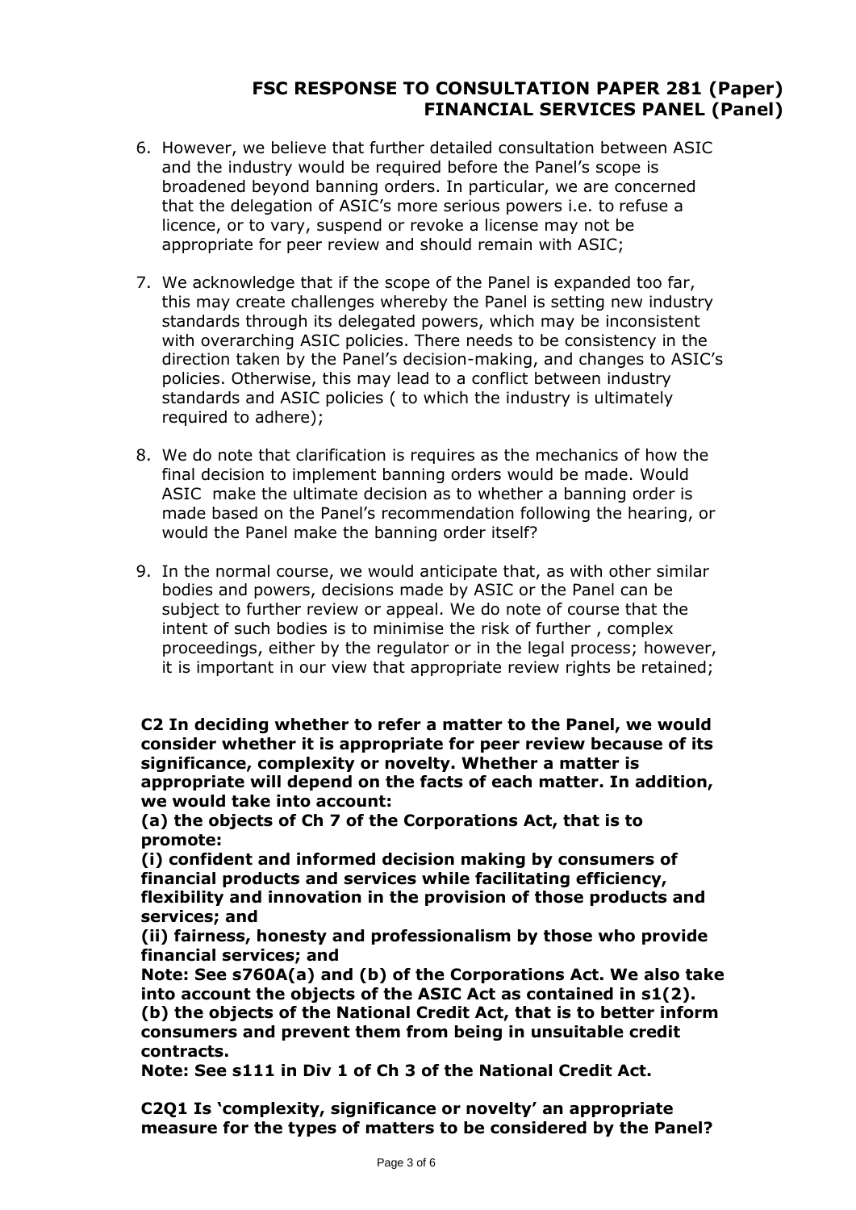6. However, we believe that further detailed consultation between ASIC and the industry would be required before the Panel's scope is broadened beyond banning orders. In particular, we are concerned that the delegation of ASIC's more serious powers i.e. to refuse a licence, or to vary, suspend or revoke a license may not be appropriate for peer review and should remain with ASIC;

7. We acknowledge that if the scope of the Panel is expanded too far, this may create challenges whereby the Panel is setting new industry standards through its delegated powers, which may be inconsistent with overarching ASIC policies. There needs to be consistency in the direction taken by the Panel's decision-making, and changes to ASIC's policies. Otherwise, this may lead to a conflict between industry standards and ASIC policies ( to which the industry is ultimately required to adhere);

8. We do note that clarification is requires as the mechanics of how the final decision to implement banning orders would be made. Would ASIC make the ultimate decision as to whether a banning order is made based on the Panel's recommendation following the hearing, or would the Panel make the banning order itself?

9. In the normal course, we would anticipate that, as with other similar bodies and powers, decisions made by ASIC or the Panel can be subject to further review or appeal. We do note of course that the intent of such bodies is to minimise the risk of further , complex proceedings, either by the regulator or in the legal process; however, it is important in our view that appropriate review rights be retained;

**C2 In deciding whether to refer a matter to the Panel, we would consider whether it is appropriate for peer review because of its significance, complexity or novelty. Whether a matter is appropriate will depend on the facts of each matter. In addition, we would take into account:**
**(a) the objects of Ch 7 of the Corporations Act, that is to promote:**
**(i) confident and informed decision making by consumers of financial products and services while facilitating efficiency, flexibility and innovation in the provision of those products and services; and**
**(ii) fairness, honesty and professionalism by those who provide financial services; and**
**Note: See s760A(a) and (b) of the Corporations Act. We also take into account the objects of the ASIC Act as contained in s1(2).**
**(b) the objects of the National Credit Act, that is to better inform consumers and prevent them from being in unsuitable credit contracts.**
**Note: See s111 in Div 1 of Ch 3 of the National Credit Act.**

**C2Q1 Is 'complexity, significance or novelty' an appropriate measure for the types of matters to be considered by the Panel?**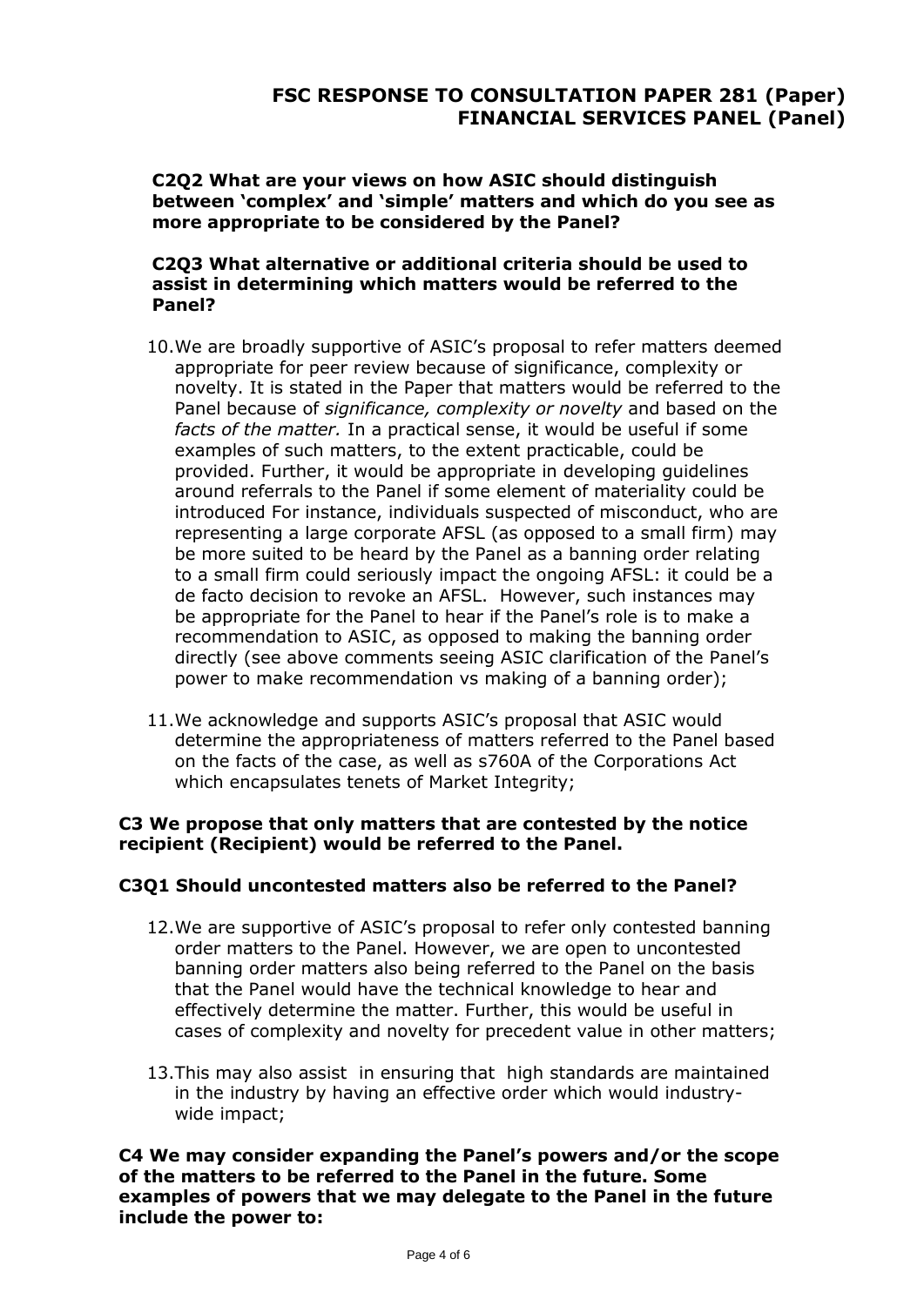# FSC RESPONSE TO CONSULTATION PAPER 281 (Paper) FINANCIAL SERVICES PANEL (Panel)

**C2Q2 What are your views on how ASIC should distinguish between 'complex' and 'simple' matters and which do you see as more appropriate to be considered by the Panel?**

**C2Q3 What alternative or additional criteria should be used to assist in determining which matters would be referred to the Panel?**

10. We are broadly supportive of ASIC's proposal to refer matters deemed appropriate for peer review because of significance, complexity or novelty. It is stated in the Paper that matters would be referred to the Panel because of *significance, complexity or novelty* and based on the *facts of the matter.* In a practical sense, it would be useful if some examples of such matters, to the extent practicable, could be provided. Further, it would be appropriate in developing guidelines around referrals to the Panel if some element of materiality could be introduced For instance, individuals suspected of misconduct, who are representing a large corporate AFSL (as opposed to a small firm) may be more suited to be heard by the Panel as a banning order relating to a small firm could seriously impact the ongoing AFSL: it could be a de facto decision to revoke an AFSL. However, such instances may be appropriate for the Panel to hear if the Panel's role is to make a recommendation to ASIC, as opposed to making the banning order directly (see above comments seeing ASIC clarification of the Panel's power to make recommendation vs making of a banning order);

11. We acknowledge and supports ASIC's proposal that ASIC would determine the appropriateness of matters referred to the Panel based on the facts of the case, as well as s760A of the Corporations Act which encapsulates tenets of Market Integrity;

**C3 We propose that only matters that are contested by the notice recipient (Recipient) would be referred to the Panel.**

**C3Q1 Should uncontested matters also be referred to the Panel?**

12. We are supportive of ASIC's proposal to refer only contested banning order matters to the Panel. However, we are open to uncontested banning order matters also being referred to the Panel on the basis that the Panel would have the technical knowledge to hear and effectively determine the matter. Further, this would be useful in cases of complexity and novelty for precedent value in other matters;

13. This may also assist in ensuring that high standards are maintained in the industry by having an effective order which would industry-wide impact;

**C4 We may consider expanding the Panel's powers and/or the scope of the matters to be referred to the Panel in the future. Some examples of powers that we may delegate to the Panel in the future include the power to:**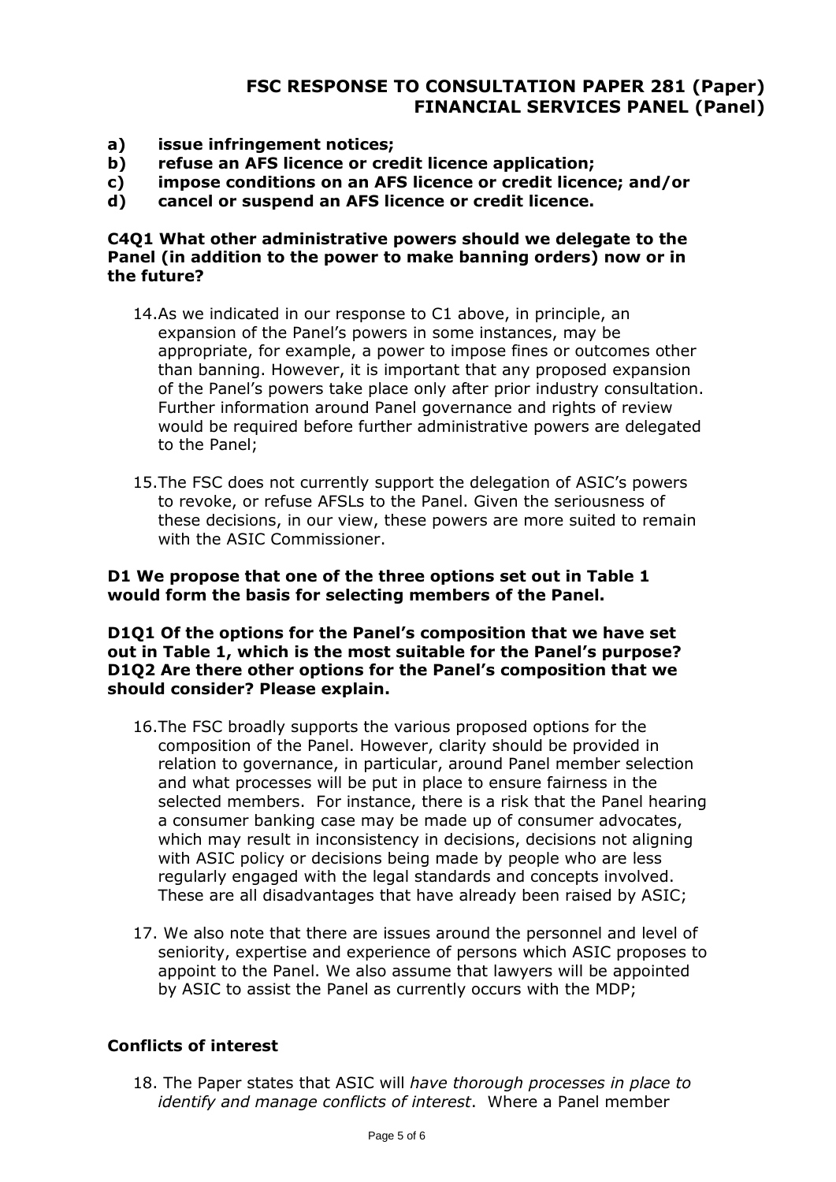**a) issue infringement notices;**
**b) refuse an AFS licence or credit licence application;**
**c) impose conditions on an AFS licence or credit licence; and/or**
**d) cancel or suspend an AFS licence or credit licence.**

**C4Q1 What other administrative powers should we delegate to the Panel (in addition to the power to make banning orders) now or in the future?**

14. As we indicated in our response to C1 above, in principle, an expansion of the Panel's powers in some instances, may be appropriate, for example, a power to impose fines or outcomes other than banning. However, it is important that any proposed expansion of the Panel's powers take place only after prior industry consultation. Further information around Panel governance and rights of review would be required before further administrative powers are delegated to the Panel;

15. The FSC does not currently support the delegation of ASIC's powers to revoke, or refuse AFSLs to the Panel. Given the seriousness of these decisions, in our view, these powers are more suited to remain with the ASIC Commissioner.

**D1 We propose that one of the three options set out in Table 1 would form the basis for selecting members of the Panel.**

**D1Q1 Of the options for the Panel's composition that we have set out in Table 1, which is the most suitable for the Panel's purpose?**
**D1Q2 Are there other options for the Panel's composition that we should consider? Please explain.**

16. The FSC broadly supports the various proposed options for the composition of the Panel. However, clarity should be provided in relation to governance, in particular, around Panel member selection and what processes will be put in place to ensure fairness in the selected members. For instance, there is a risk that the Panel hearing a consumer banking case may be made up of consumer advocates, which may result in inconsistency in decisions, decisions not aligning with ASIC policy or decisions being made by people who are less regularly engaged with the legal standards and concepts involved. These are all disadvantages that have already been raised by ASIC;

17. We also note that there are issues around the personnel and level of seniority, expertise and experience of persons which ASIC proposes to appoint to the Panel. We also assume that lawyers will be appointed by ASIC to assist the Panel as currently occurs with the MDP;

## Conflicts of interest

18. The Paper states that ASIC will *have thorough processes in place to identify and manage conflicts of interest*. Where a Panel member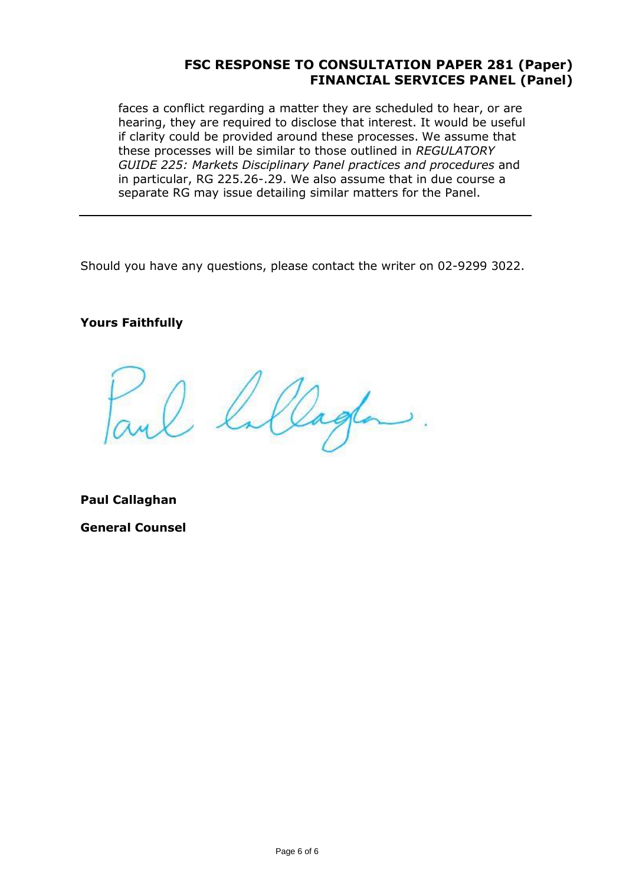faces a conflict regarding a matter they are scheduled to hear, or are hearing, they are required to disclose that interest. It would be useful if clarity could be provided around these processes. We assume that these processes will be similar to those outlined in *REGULATORY GUIDE 225: Markets Disciplinary Panel practices and procedures* and in particular, RG 225.26-.29. We also assume that in due course a separate RG may issue detailing similar matters for the Panel.

---

Should you have any questions, please contact the writer on 02-9299 3022.

**Yours Faithfully**

**Paul Callaghan**

**General Counsel**